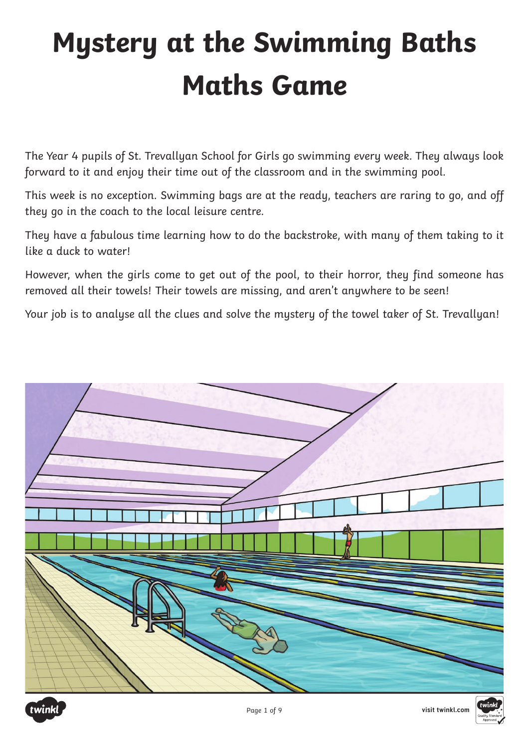# Mystery at the Swimming Baths Maths Game

The Year 4 pupils of St. Trevallyan School for Girls go swimming every week. They always look forward to it and enjoy their time out of the classroom and in the swimming pool.

This week is no exception. Swimming bags are at the ready, teachers are raring to go, and off they go in the coach to the local leisure centre.

They have a fabulous time learning how to do the backstroke, with many of them taking to it like a duck to water!

However, when the girls come to get out of the pool, to their horror, they find someone has removed all their towels! Their towels are missing, and aren't anywhere to be seen!

Your job is to analyse all the clues and solve the mystery of the towel taker of St. Trevallyan!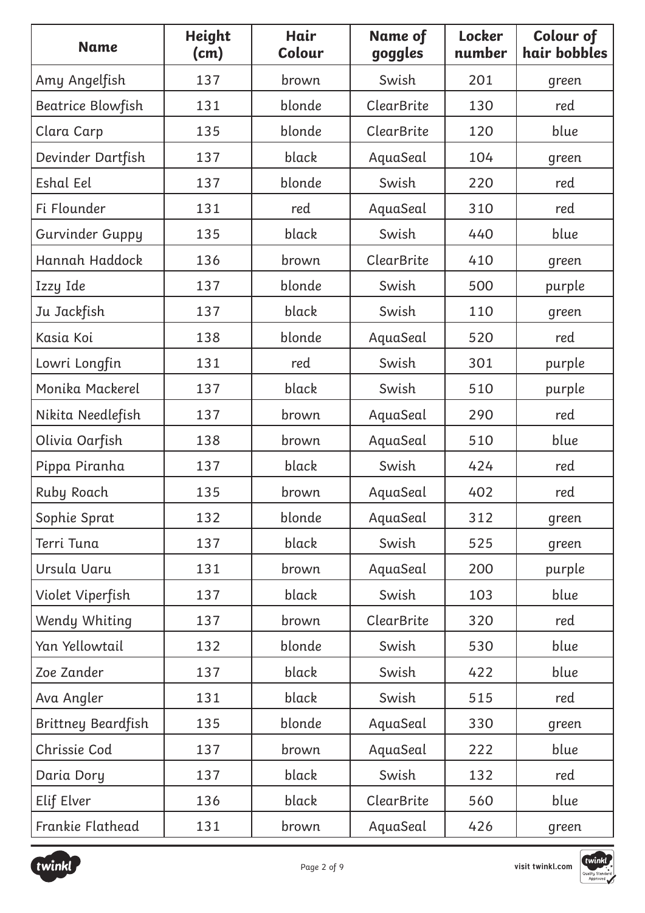| Name | Height (cm) | Hair Colour | Name of goggles | Locker number | Colour of hair bobbles |
|---|---|---|---|---|---|
| Amy Angelfish | 137 | brown | Swish | 201 | green |
| Beatrice Blowfish | 131 | blonde | ClearBrite | 130 | red |
| Clara Carp | 135 | blonde | ClearBrite | 120 | blue |
| Devinder Dartfish | 137 | black | AquaSeal | 104 | green |
| Eshal Eel | 137 | blonde | Swish | 220 | red |
| Fi Flounder | 131 | red | AquaSeal | 310 | red |
| Gurvinder Guppy | 135 | black | Swish | 440 | blue |
| Hannah Haddock | 136 | brown | ClearBrite | 410 | green |
| Izzy Ide | 137 | blonde | Swish | 500 | purple |
| Ju Jackfish | 137 | black | Swish | 110 | green |
| Kasia Koi | 138 | blonde | AquaSeal | 520 | red |
| Lowri Longfin | 131 | red | Swish | 301 | purple |
| Monika Mackerel | 137 | black | Swish | 510 | purple |
| Nikita Needlefish | 137 | brown | AquaSeal | 290 | red |
| Olivia Oarfish | 138 | brown | AquaSeal | 510 | blue |
| Pippa Piranha | 137 | black | Swish | 424 | red |
| Ruby Roach | 135 | brown | AquaSeal | 402 | red |
| Sophie Sprat | 132 | blonde | AquaSeal | 312 | green |
| Terri Tuna | 137 | black | Swish | 525 | green |
| Ursula Uaru | 131 | brown | AquaSeal | 200 | purple |
| Violet Viperfish | 137 | black | Swish | 103 | blue |
| Wendy Whiting | 137 | brown | ClearBrite | 320 | red |
| Yan Yellowtail | 132 | blonde | Swish | 530 | blue |
| Zoe Zander | 137 | black | Swish | 422 | blue |
| Ava Angler | 131 | black | Swish | 515 | red |
| Brittney Beardfish | 135 | blonde | AquaSeal | 330 | green |
| Chrissie Cod | 137 | brown | AquaSeal | 222 | blue |
| Daria Dory | 137 | black | Swish | 132 | red |
| Elif Elver | 136 | black | ClearBrite | 560 | blue |
| Frankie Flathead | 131 | brown | AquaSeal | 426 | green |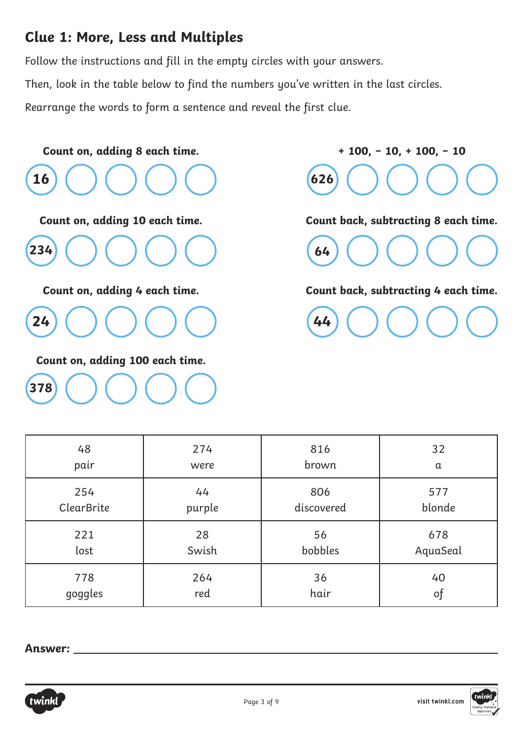## Clue 1: More, Less and Multiples

Follow the instructions and fill in the empty circles with your answers.

Then, look in the table below to find the numbers you've written in the last circles.

Rearrange the words to form a sentence and reveal the first clue.

**Count on, adding 8 each time.**

16 ◯ ◯ ◯ ◯

**Count on, adding 10 each time.**

234 ◯ ◯ ◯ ◯

**Count on, adding 4 each time.**

24 ◯ ◯ ◯ ◯

**Count on, adding 100 each time.**

378 ◯ ◯ ◯ ◯

**+ 100, – 10, + 100, – 10**

626 ◯ ◯ ◯ ◯

**Count back, subtracting 8 each time.**

64 ◯ ◯ ◯ ◯

**Count back, subtracting 4 each time.**

44 ◯ ◯ ◯ ◯

| | | | |
|---|---|---|---|
| 48<br>pair | 274<br>were | 816<br>brown | 32<br>a |
| 254<br>ClearBrite | 44<br>purple | 806<br>discovered | 577<br>blonde |
| 221<br>lost | 28<br>Swish | 56<br>bobbles | 678<br>AquaSeal |
| 778<br>goggles | 264<br>red | 36<br>hair | 40<br>of |

**Answer:** ______________________________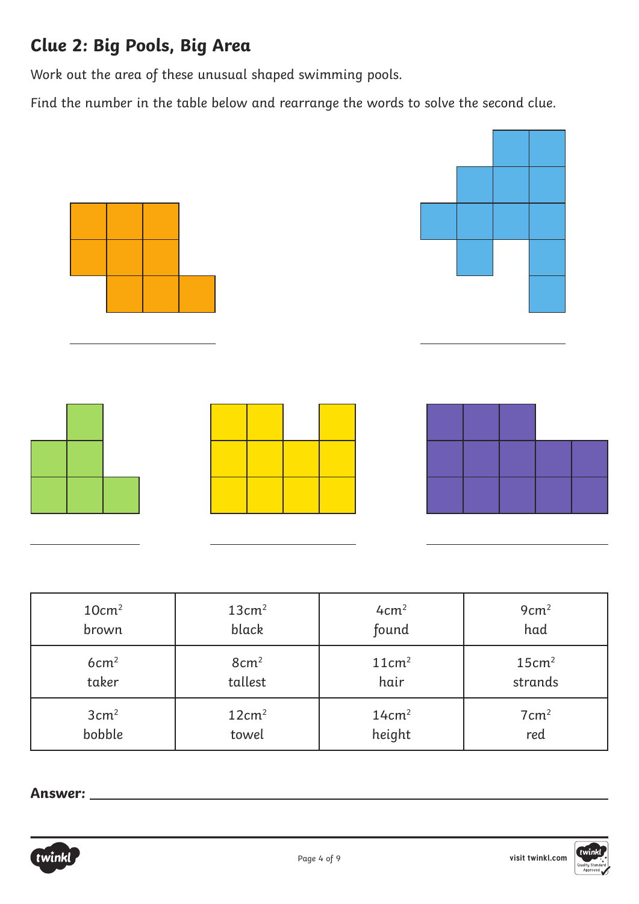## Clue 2: Big Pools, Big Area

Work out the area of these unusual shaped swimming pools.

Find the number in the table below and rearrange the words to solve the second clue.

\_\_\_\_\_\_\_\_\_\_\_\_\_\_\_\_ \_\_\_\_\_\_\_\_\_\_\_\_\_\_\_\_

\_\_\_\_\_\_\_\_\_\_\_\_\_\_\_\_ \_\_\_\_\_\_\_\_\_\_\_\_\_\_\_\_ \_\_\_\_\_\_\_\_\_\_\_\_\_\_\_\_

| $10cm^2$ brown | $13cm^2$ black | $4cm^2$ found | $9cm^2$ had |
|---|---|---|---|
| $6cm^2$ taker | $8cm^2$ tallest | $11cm^2$ hair | $15cm^2$ strands |
| $3cm^2$ bobble | $12cm^2$ towel | $14cm^2$ height | $7cm^2$ red |

**Answer:** \_\_\_\_\_\_\_\_\_\_\_\_\_\_\_\_\_\_\_\_\_\_\_\_\_\_\_\_\_\_\_\_\_\_\_\_\_\_\_\_\_\_\_\_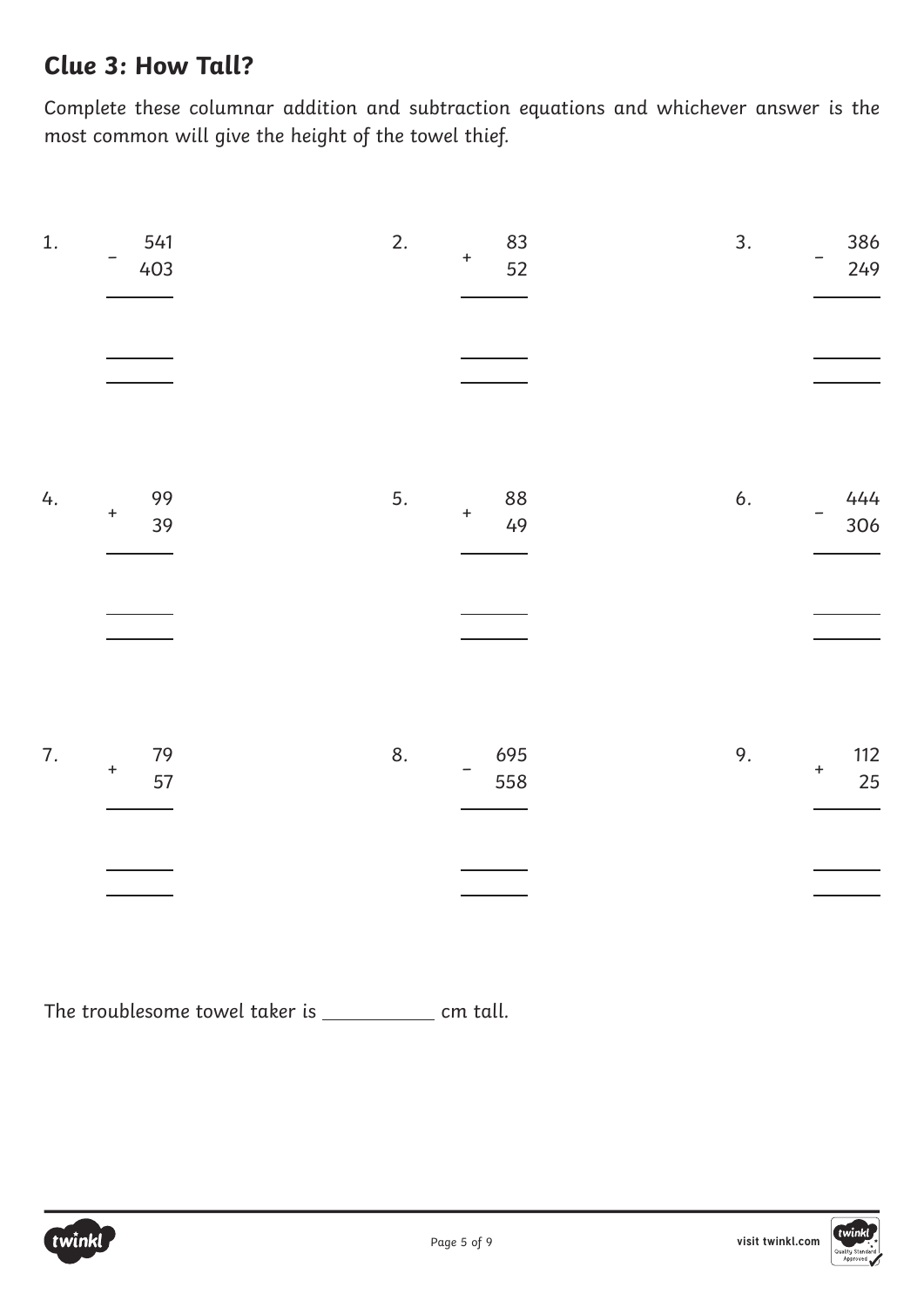## Clue 3: How Tall?

*Complete these columnar addition and subtraction equations and whichever answer is the most common will give the height of the towel thief.*

1.
$$\begin{array}{r} 541 \\ -\ 403 \\ \hline \\ \hline \hline \end{array}$$

2.
$$\begin{array}{r} 83 \\ +\ 52 \\ \hline \\ \hline \hline \end{array}$$

3.
$$\begin{array}{r} 386 \\ -\ 249 \\ \hline \\ \hline \hline \end{array}$$

4.
$$\begin{array}{r} 99 \\ +\ 39 \\ \hline \\ \hline \hline \end{array}$$

5.
$$\begin{array}{r} 88 \\ +\ 49 \\ \hline \\ \hline \hline \end{array}$$

6.
$$\begin{array}{r} 444 \\ -\ 306 \\ \hline \\ \hline \hline \end{array}$$

7.
$$\begin{array}{r} 79 \\ +\ 57 \\ \hline \\ \hline \hline \end{array}$$

8.
$$\begin{array}{r} 695 \\ -\ 558 \\ \hline \\ \hline \hline \end{array}$$

9.
$$\begin{array}{r} 112 \\ +\ 25 \\ \hline \\ \hline \hline \end{array}$$

*The troublesome towel taker is ___________ cm tall.*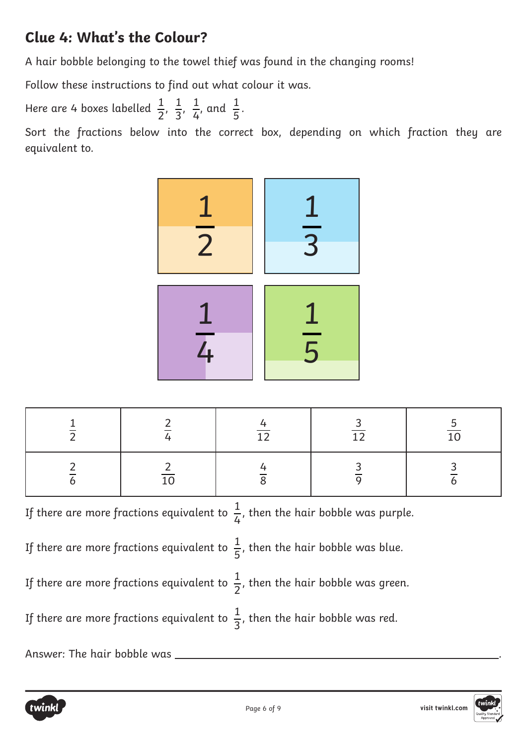## Clue 4: What's the Colour?

A hair bobble belonging to the towel thief was found in the changing rooms!

Follow these instructions to find out what colour it was.

Here are 4 boxes labelled $\frac{1}{2}$, $\frac{1}{3}$, $\frac{1}{4}$, and $\frac{1}{5}$.

Sort the fractions below into the correct box, depending on which fraction they are equivalent to.

| $\frac{1}{2}$ | $\frac{1}{3}$ |
|---|---|
| $\frac{1}{4}$ | $\frac{1}{5}$ |

| $\frac{1}{2}$ | $\frac{2}{4}$ | $\frac{4}{12}$ | $\frac{3}{12}$ | $\frac{5}{10}$ |
|---|---|---|---|---|
| $\frac{2}{6}$ | $\frac{2}{10}$ | $\frac{4}{8}$ | $\frac{3}{9}$ | $\frac{3}{6}$ |

If there are more fractions equivalent to $\frac{1}{4}$, then the hair bobble was purple.

If there are more fractions equivalent to $\frac{1}{5}$, then the hair bobble was blue.

If there are more fractions equivalent to $\frac{1}{2}$, then the hair bobble was green.

If there are more fractions equivalent to $\frac{1}{3}$, then the hair bobble was red.

Answer: The hair bobble was ______________________________.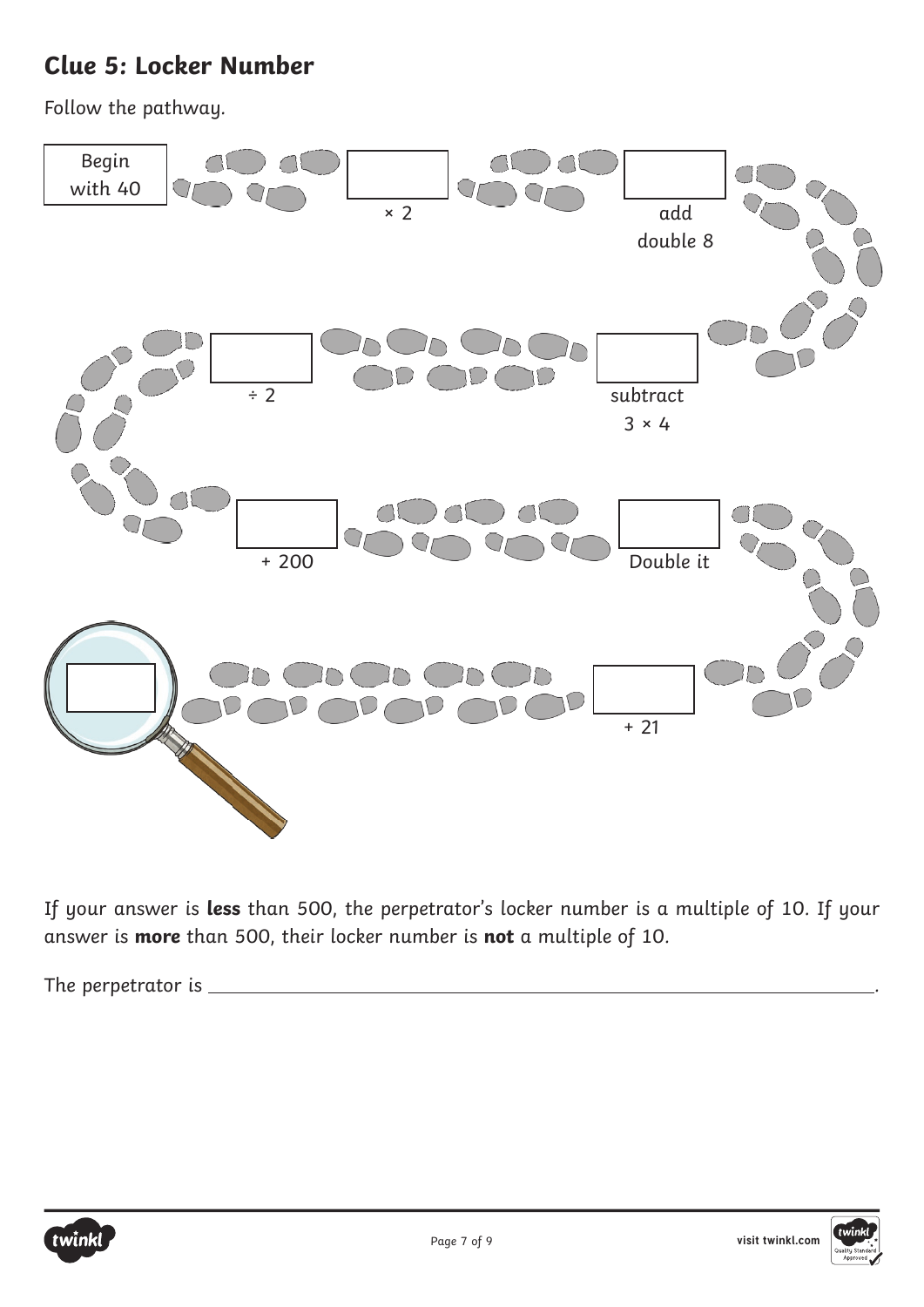## Clue 5: Locker Number

Follow the pathway.

Begin with 40

× 2

add double 8

subtract $3 \times 4$

÷ 2

+ 200

Double it

+ 21

If your answer is **less** than 500, the perpetrator's locker number is a multiple of 10. If your answer is **more** than 500, their locker number is **not** a multiple of 10.

The perpetrator is ______________________________.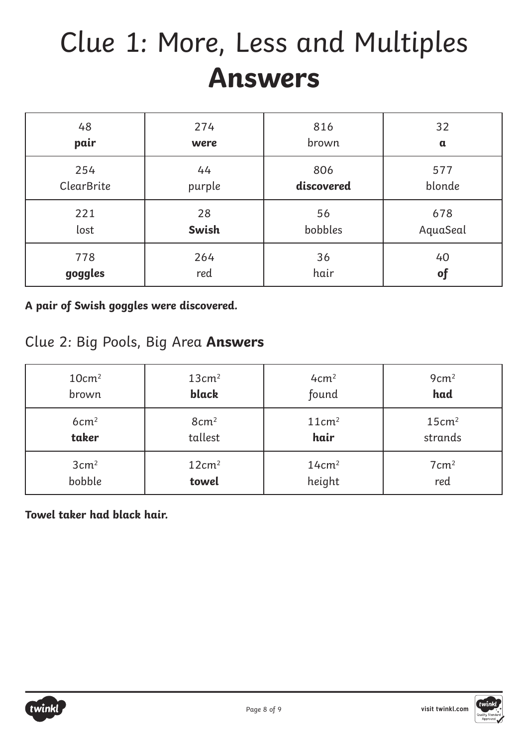# Clue 1: More, Less and Multiples **Answers**

| | | | |
|---|---|---|---|
| 48<br>**pair** | 274<br>**were** | 816<br>brown | 32<br>**a** |
| 254<br>ClearBrite | 44<br>purple | 806<br>**discovered** | 577<br>blonde |
| 221<br>lost | 28<br>**Swish** | 56<br>bobbles | 678<br>AquaSeal |
| 778<br>**goggles** | 264<br>red | 36<br>hair | 40<br>**of** |

**A pair of Swish goggles were discovered.**

## Clue 2: Big Pools, Big Area **Answers**

| | | | |
|---|---|---|---|
| $10cm^2$<br>brown | $13cm^2$<br>**black** | $4cm^2$<br>found | $9cm^2$<br>**had** |
| $6cm^2$<br>**taker** | $8cm^2$<br>tallest | $11cm^2$<br>**hair** | $15cm^2$<br>strands |
| $3cm^2$<br>bobble | $12cm^2$<br>**towel** | $14cm^2$<br>height | $7cm^2$<br>red |

**Towel taker had black hair.**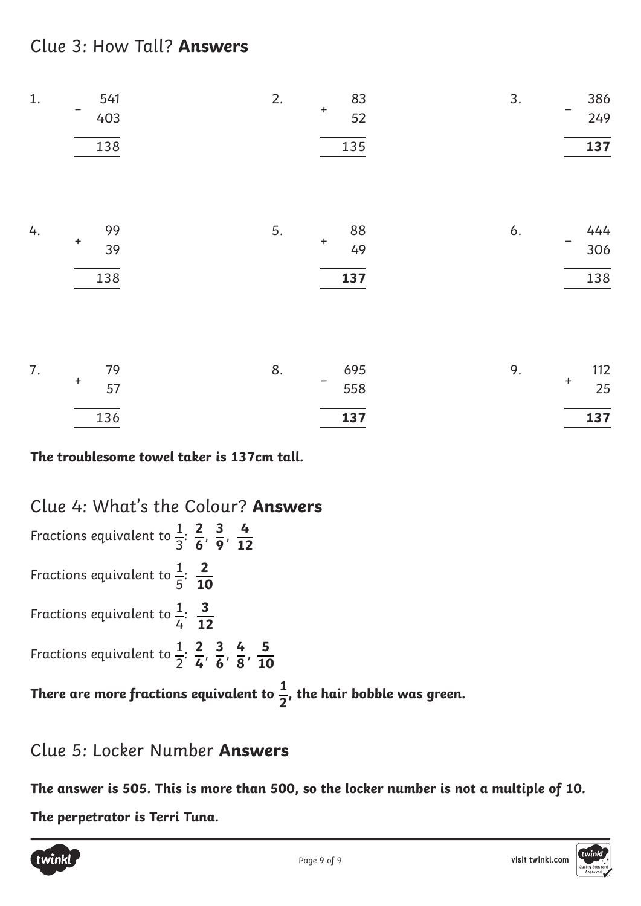## Clue 3: How Tall? **Answers**

1.
$$\begin{array}{r} 541 \\ -\ 403 \\ \hline 138 \end{array}$$

2.
$$\begin{array}{r} 83 \\ +\ 52 \\ \hline 135 \end{array}$$

3.
$$\begin{array}{r} 386 \\ -\ 249 \\ \hline \mathbf{137} \end{array}$$

4.
$$\begin{array}{r} 99 \\ +\ 39 \\ \hline 138 \end{array}$$

5.
$$\begin{array}{r} 88 \\ +\ 49 \\ \hline \mathbf{137} \end{array}$$

6.
$$\begin{array}{r} 444 \\ -\ 306 \\ \hline 138 \end{array}$$

7.
$$\begin{array}{r} 79 \\ +\ 57 \\ \hline 136 \end{array}$$

8.
$$\begin{array}{r} 695 \\ -\ 558 \\ \hline \mathbf{137} \end{array}$$

9.
$$\begin{array}{r} 112 \\ +\ 25 \\ \hline \mathbf{137} \end{array}$$

***The troublesome towel taker is 137cm tall.***

## Clue 4: What's the Colour? **Answers**

Fractions equivalent to $\frac{1}{3}$: $\mathbf{\frac{2}{6}}$, $\mathbf{\frac{3}{9}}$, $\mathbf{\frac{4}{12}}$

Fractions equivalent to $\frac{1}{5}$: $\mathbf{\frac{2}{10}}$

Fractions equivalent to $\frac{1}{4}$: $\mathbf{\frac{3}{12}}$

Fractions equivalent to $\frac{1}{2}$: $\mathbf{\frac{2}{4}}$, $\mathbf{\frac{3}{6}}$, $\mathbf{\frac{4}{8}}$, $\mathbf{\frac{5}{10}}$

**There are more fractions equivalent to $\frac{1}{2}$, the hair bobble was green.**

## Clue 5: Locker Number **Answers**

***The answer is 505. This is more than 500, so the locker number is not a multiple of 10.***

***The perpetrator is Terri Tuna.***